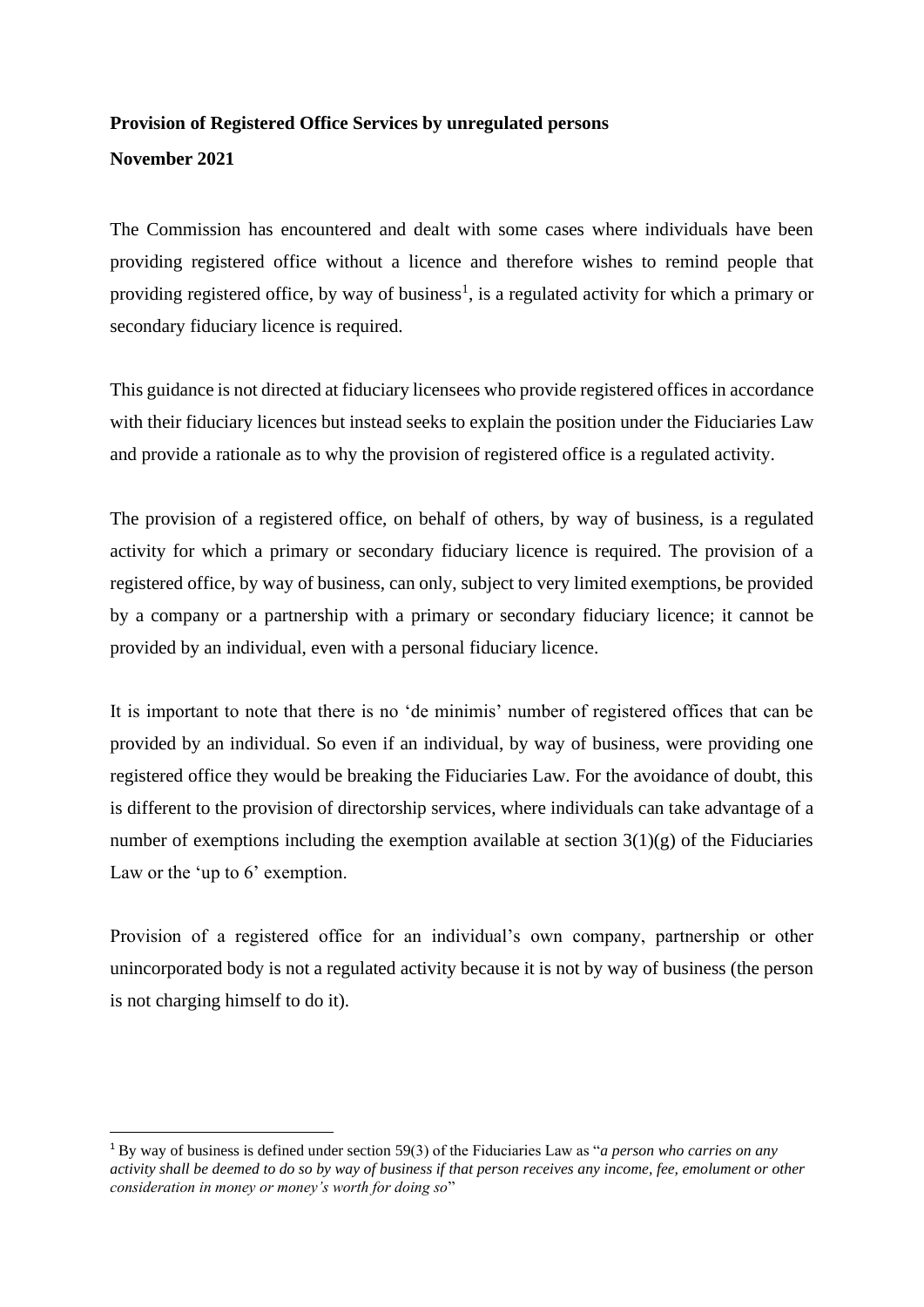**Provision of Registered Office Services by unregulated persons**

**November 2021**

The Commission has encountered and dealt with some cases where individuals have been providing registered office without a licence and therefore wishes to remind people that providing registered office, by way of business[1], is a regulated activity for which a primary or secondary fiduciary licence is required.

This guidance is not directed at fiduciary licensees who provide registered offices in accordance with their fiduciary licences but instead seeks to explain the position under the Fiduciaries Law and provide a rationale as to why the provision of registered office is a regulated activity.

The provision of a registered office, on behalf of others, by way of business, is a regulated activity for which a primary or secondary fiduciary licence is required. The provision of a registered office, by way of business, can only, subject to very limited exemptions, be provided by a company or a partnership with a primary or secondary fiduciary licence; it cannot be provided by an individual, even with a personal fiduciary licence.

It is important to note that there is no 'de minimis' number of registered offices that can be provided by an individual. So even if an individual, by way of business, were providing one registered office they would be breaking the Fiduciaries Law. For the avoidance of doubt, this is different to the provision of directorship services, where individuals can take advantage of a number of exemptions including the exemption available at section 3(1)(g) of the Fiduciaries Law or the 'up to 6' exemption.

Provision of a registered office for an individual's own company, partnership or other unincorporated body is not a regulated activity because it is not by way of business (the person is not charging himself to do it).

[1] By way of business is defined under section 59(3) of the Fiduciaries Law as "*a person who carries on any activity shall be deemed to do so by way of business if that person receives any income, fee, emolument or other consideration in money or money's worth for doing so*"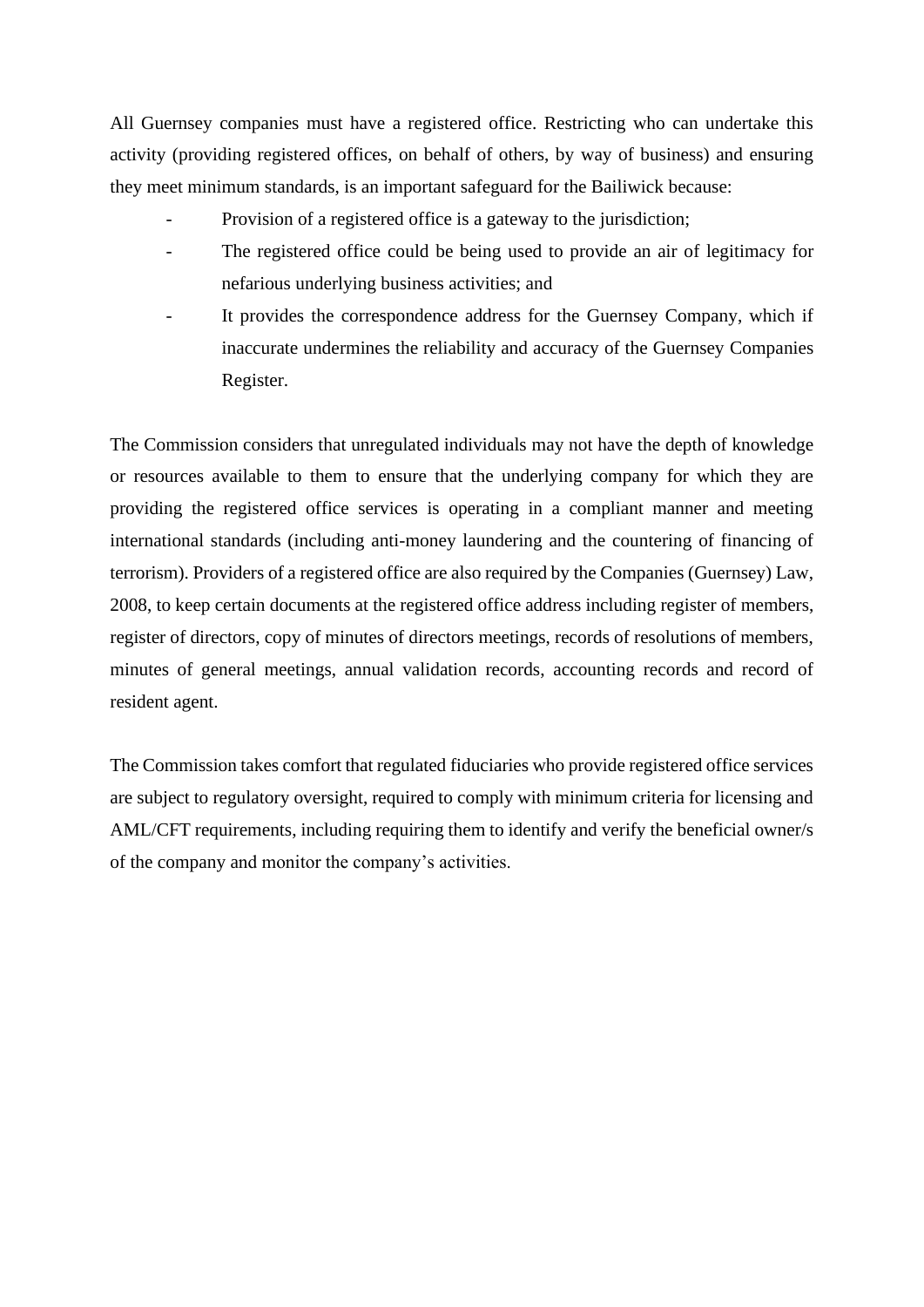All Guernsey companies must have a registered office. Restricting who can undertake this activity (providing registered offices, on behalf of others, by way of business) and ensuring they meet minimum standards, is an important safeguard for the Bailiwick because:

- Provision of a registered office is a gateway to the jurisdiction;
- The registered office could be being used to provide an air of legitimacy for nefarious underlying business activities; and
- It provides the correspondence address for the Guernsey Company, which if inaccurate undermines the reliability and accuracy of the Guernsey Companies Register.

The Commission considers that unregulated individuals may not have the depth of knowledge or resources available to them to ensure that the underlying company for which they are providing the registered office services is operating in a compliant manner and meeting international standards (including anti-money laundering and the countering of financing of terrorism). Providers of a registered office are also required by the Companies (Guernsey) Law, 2008, to keep certain documents at the registered office address including register of members, register of directors, copy of minutes of directors meetings, records of resolutions of members, minutes of general meetings, annual validation records, accounting records and record of resident agent.

The Commission takes comfort that regulated fiduciaries who provide registered office services are subject to regulatory oversight, required to comply with minimum criteria for licensing and AML/CFT requirements, including requiring them to identify and verify the beneficial owner/s of the company and monitor the company's activities.